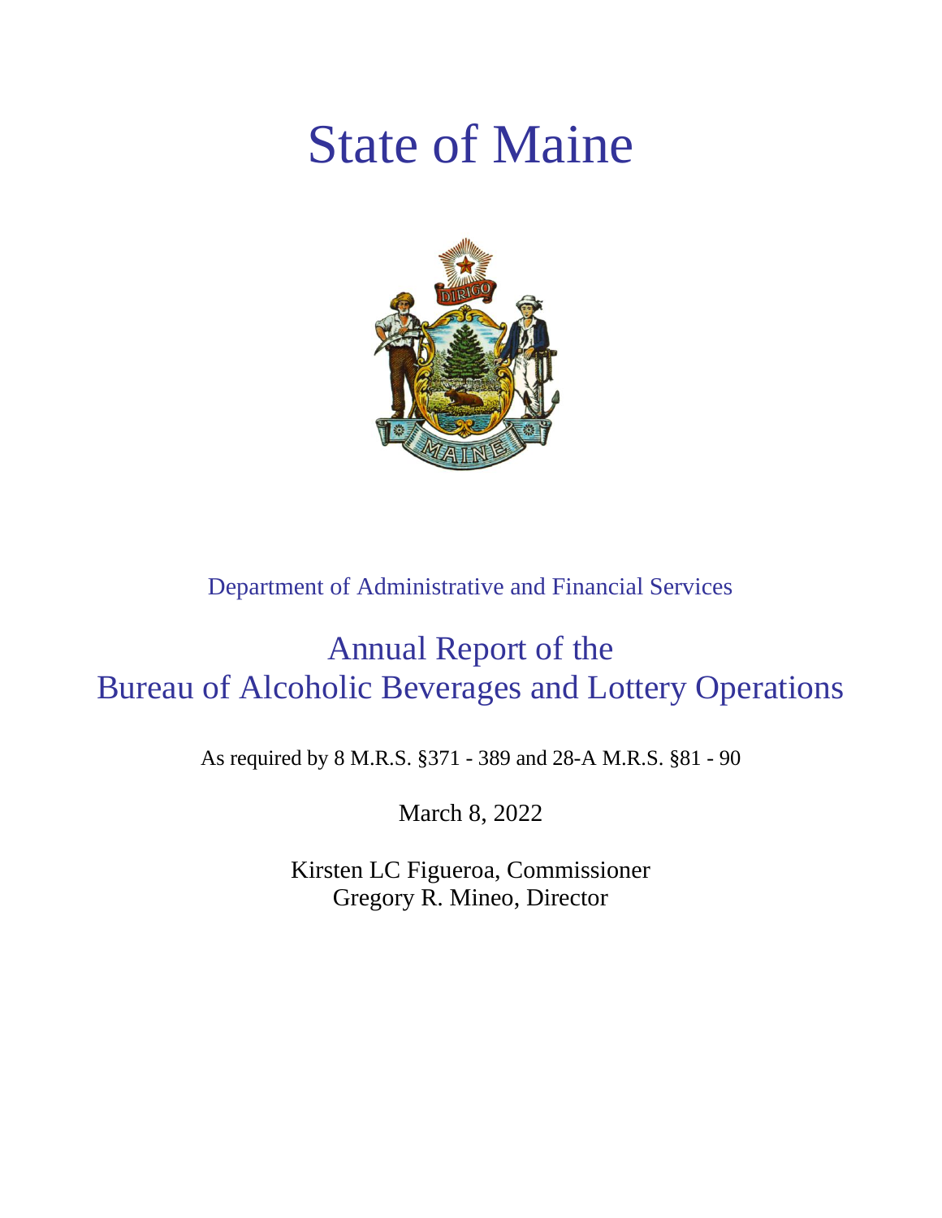# State of Maine

Department of Administrative and Financial Services

## Annual Report of the
## Bureau of Alcoholic Beverages and Lottery Operations

As required by 8 M.R.S. §371 - 389 and 28-A M.R.S. §81 - 90

March 8, 2022

Kirsten LC Figueroa, Commissioner
Gregory R. Mineo, Director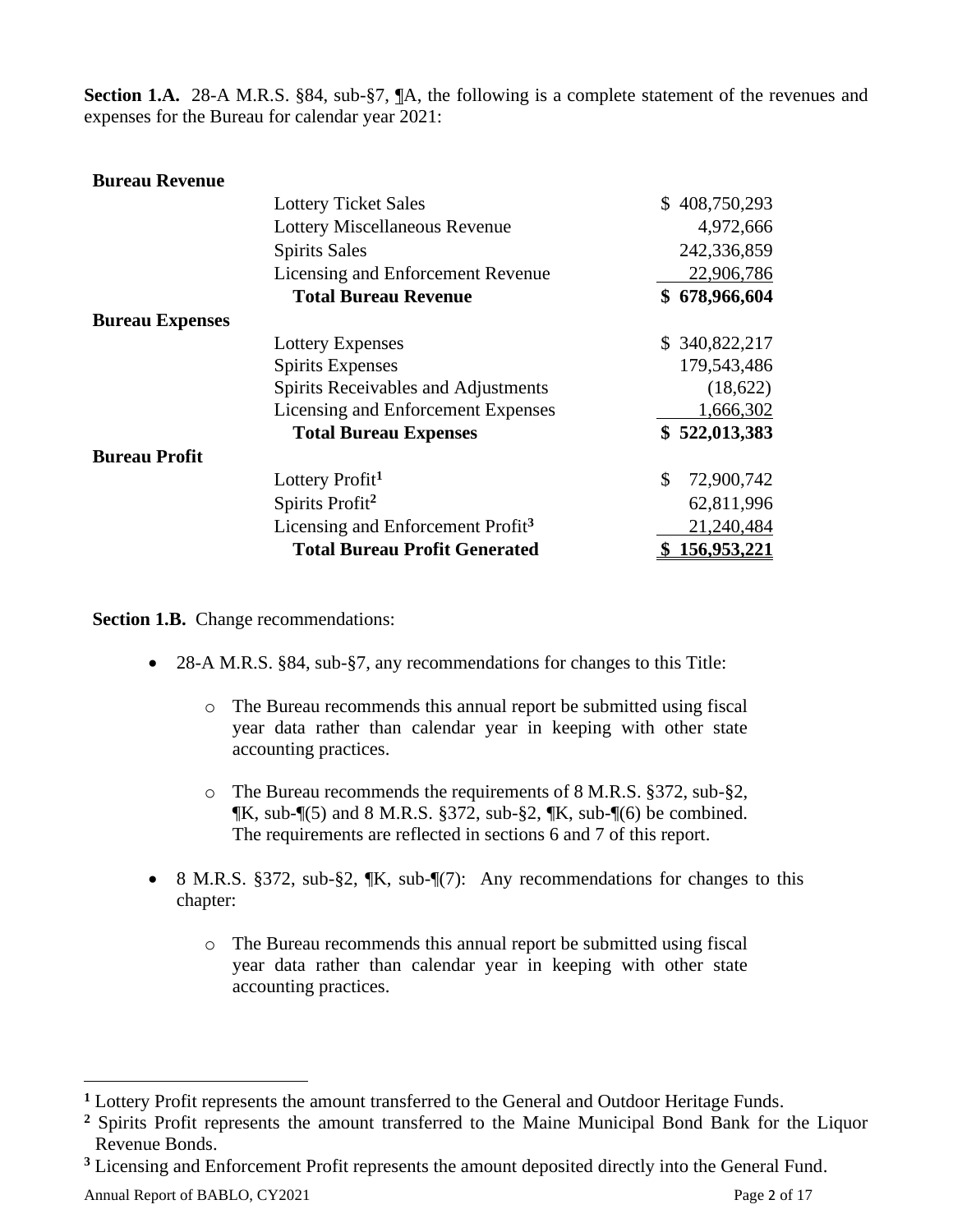**Section 1.A.** 28-A M.R.S. §84, sub-§7, ¶A, the following is a complete statement of the revenues and expenses for the Bureau for calendar year 2021:

| | | |
|---|---|---|
| **Bureau Revenue** | | |
| | Lottery Ticket Sales | $ 408,750,293 |
| | Lottery Miscellaneous Revenue | 4,972,666 |
| | Spirits Sales | 242,336,859 |
| | Licensing and Enforcement Revenue | 22,906,786 |
| | **Total Bureau Revenue** | **$ 678,966,604** |
| **Bureau Expenses** | | |
| | Lottery Expenses | $ 340,822,217 |
| | Spirits Expenses | 179,543,486 |
| | Spirits Receivables and Adjustments | (18,622) |
| | Licensing and Enforcement Expenses | 1,666,302 |
| | **Total Bureau Expenses** | **$ 522,013,383** |
| **Bureau Profit** | | |
| | Lottery Profit[1] | $ 72,900,742 |
| | Spirits Profit[2] | 62,811,996 |
| | Licensing and Enforcement Profit[3] | 21,240,484 |
| | **Total Bureau Profit Generated** | **$ 156,953,221** |

**Section 1.B.** Change recommendations:

- 28-A M.R.S. §84, sub-§7, any recommendations for changes to this Title:
  - The Bureau recommends this annual report be submitted using fiscal year data rather than calendar year in keeping with other state accounting practices.
  - The Bureau recommends the requirements of 8 M.R.S. §372, sub-§2, ¶K, sub-¶(5) and 8 M.R.S. §372, sub-§2, ¶K, sub-¶(6) be combined. The requirements are reflected in sections 6 and 7 of this report.
- 8 M.R.S. §372, sub-§2, ¶K, sub-¶(7): Any recommendations for changes to this chapter:
  - The Bureau recommends this annual report be submitted using fiscal year data rather than calendar year in keeping with other state accounting practices.

---

[1] Lottery Profit represents the amount transferred to the General and Outdoor Heritage Funds.

[2] Spirits Profit represents the amount transferred to the Maine Municipal Bond Bank for the Liquor Revenue Bonds.

[3] Licensing and Enforcement Profit represents the amount deposited directly into the General Fund.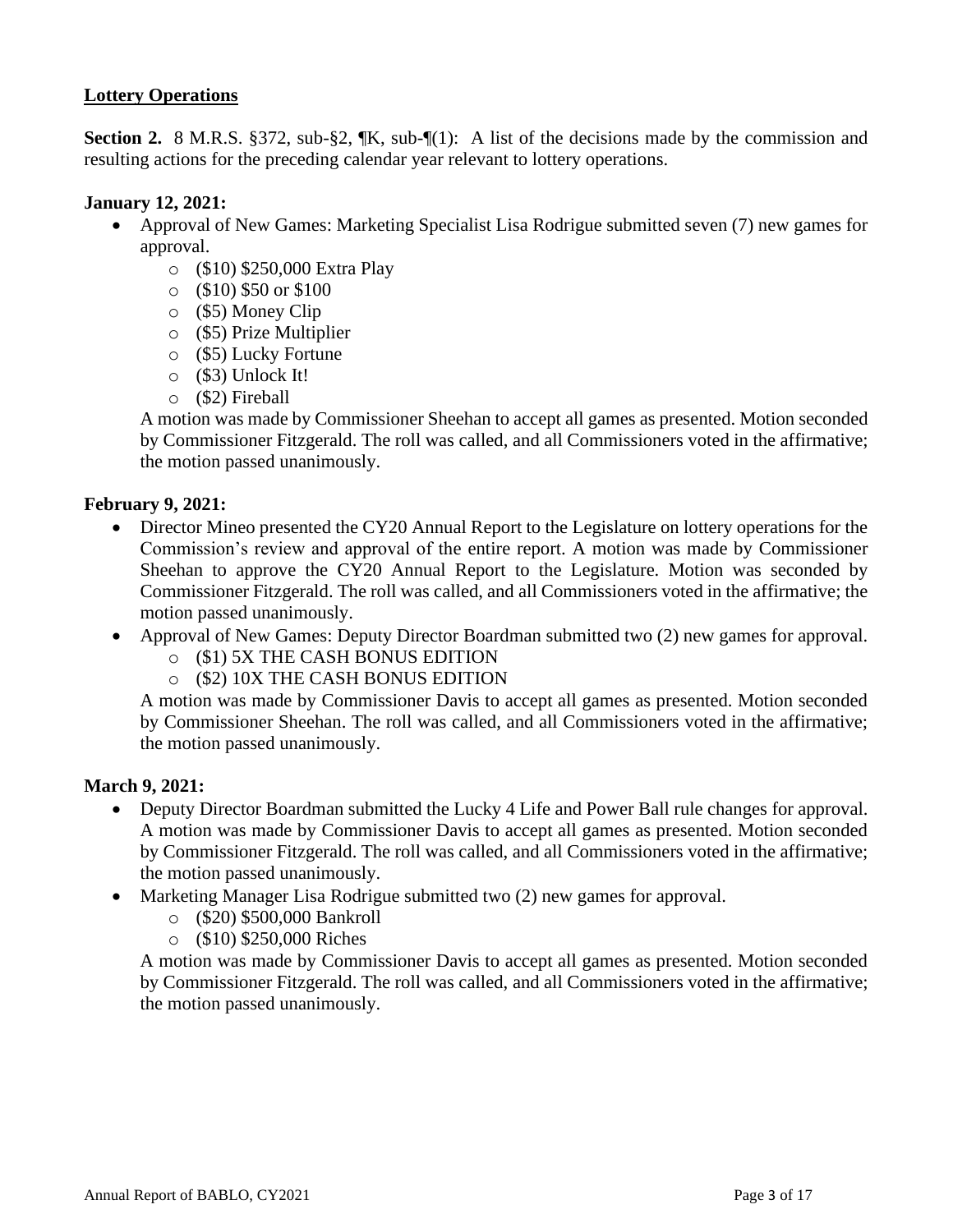## Lottery Operations

**Section 2.** 8 M.R.S. §372, sub-§2, ¶K, sub-¶(1): A list of the decisions made by the commission and resulting actions for the preceding calendar year relevant to lottery operations.

**January 12, 2021:**

- Approval of New Games: Marketing Specialist Lisa Rodrigue submitted seven (7) new games for approval.
  - ($10) $250,000 Extra Play
  - ($10) $50 or $100
  - ($5) Money Clip
  - ($5) Prize Multiplier
  - ($5) Lucky Fortune
  - ($3) Unlock It!
  - ($2) Fireball

  A motion was made by Commissioner Sheehan to accept all games as presented. Motion seconded by Commissioner Fitzgerald. The roll was called, and all Commissioners voted in the affirmative; the motion passed unanimously.

**February 9, 2021:**

- Director Mineo presented the CY20 Annual Report to the Legislature on lottery operations for the Commission's review and approval of the entire report. A motion was made by Commissioner Sheehan to approve the CY20 Annual Report to the Legislature. Motion was seconded by Commissioner Fitzgerald. The roll was called, and all Commissioners voted in the affirmative; the motion passed unanimously.
- Approval of New Games: Deputy Director Boardman submitted two (2) new games for approval.
  - ($1) 5X THE CASH BONUS EDITION
  - ($2) 10X THE CASH BONUS EDITION

  A motion was made by Commissioner Davis to accept all games as presented. Motion seconded by Commissioner Sheehan. The roll was called, and all Commissioners voted in the affirmative; the motion passed unanimously.

**March 9, 2021:**

- Deputy Director Boardman submitted the Lucky 4 Life and Power Ball rule changes for approval. A motion was made by Commissioner Davis to accept all games as presented. Motion seconded by Commissioner Fitzgerald. The roll was called, and all Commissioners voted in the affirmative; the motion passed unanimously.
- Marketing Manager Lisa Rodrigue submitted two (2) new games for approval.
  - ($20) $500,000 Bankroll
  - ($10) $250,000 Riches

  A motion was made by Commissioner Davis to accept all games as presented. Motion seconded by Commissioner Fitzgerald. The roll was called, and all Commissioners voted in the affirmative; the motion passed unanimously.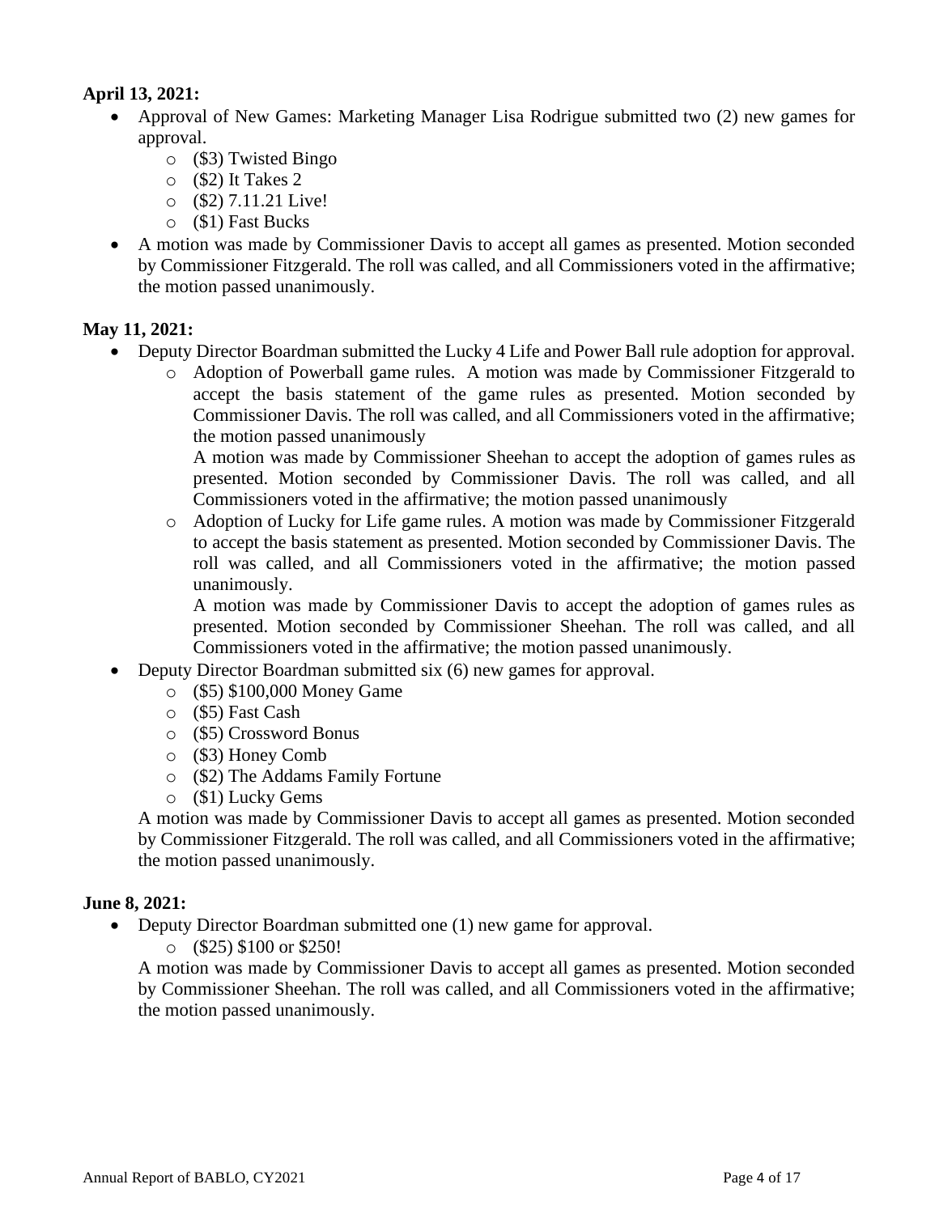**April 13, 2021:**

- Approval of New Games: Marketing Manager Lisa Rodrigue submitted two (2) new games for approval.
  - ($3) Twisted Bingo
  - ($2) It Takes 2
  - ($2) 7.11.21 Live!
  - ($1) Fast Bucks
- A motion was made by Commissioner Davis to accept all games as presented. Motion seconded by Commissioner Fitzgerald. The roll was called, and all Commissioners voted in the affirmative; the motion passed unanimously.

**May 11, 2021:**

- Deputy Director Boardman submitted the Lucky 4 Life and Power Ball rule adoption for approval.
  - Adoption of Powerball game rules. A motion was made by Commissioner Fitzgerald to accept the basis statement of the game rules as presented. Motion seconded by Commissioner Davis. The roll was called, and all Commissioners voted in the affirmative; the motion passed unanimously

    A motion was made by Commissioner Sheehan to accept the adoption of games rules as presented. Motion seconded by Commissioner Davis. The roll was called, and all Commissioners voted in the affirmative; the motion passed unanimously
  - Adoption of Lucky for Life game rules. A motion was made by Commissioner Fitzgerald to accept the basis statement as presented. Motion seconded by Commissioner Davis. The roll was called, and all Commissioners voted in the affirmative; the motion passed unanimously.

    A motion was made by Commissioner Davis to accept the adoption of games rules as presented. Motion seconded by Commissioner Sheehan. The roll was called, and all Commissioners voted in the affirmative; the motion passed unanimously.
- Deputy Director Boardman submitted six (6) new games for approval.
  - ($5) $100,000 Money Game
  - ($5) Fast Cash
  - ($5) Crossword Bonus
  - ($3) Honey Comb
  - ($2) The Addams Family Fortune
  - ($1) Lucky Gems

  A motion was made by Commissioner Davis to accept all games as presented. Motion seconded by Commissioner Fitzgerald. The roll was called, and all Commissioners voted in the affirmative; the motion passed unanimously.

**June 8, 2021:**

- Deputy Director Boardman submitted one (1) new game for approval.
  - ($25) $100 or $250!

  A motion was made by Commissioner Davis to accept all games as presented. Motion seconded by Commissioner Sheehan. The roll was called, and all Commissioners voted in the affirmative; the motion passed unanimously.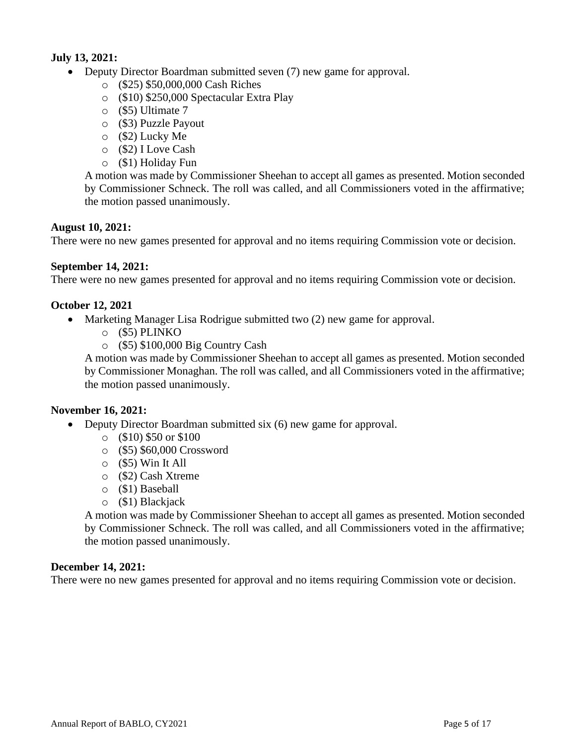**July 13, 2021:**

- Deputy Director Boardman submitted seven (7) new game for approval.
  - ($25) $50,000,000 Cash Riches
  - ($10) $250,000 Spectacular Extra Play
  - ($5) Ultimate 7
  - ($3) Puzzle Payout
  - ($2) Lucky Me
  - ($2) I Love Cash
  - ($1) Holiday Fun

  A motion was made by Commissioner Sheehan to accept all games as presented. Motion seconded by Commissioner Schneck. The roll was called, and all Commissioners voted in the affirmative; the motion passed unanimously.

**August 10, 2021:**

There were no new games presented for approval and no items requiring Commission vote or decision.

**September 14, 2021:**

There were no new games presented for approval and no items requiring Commission vote or decision.

**October 12, 2021**

- Marketing Manager Lisa Rodrigue submitted two (2) new game for approval.
  - ($5) PLINKO
  - ($5) $100,000 Big Country Cash

  A motion was made by Commissioner Sheehan to accept all games as presented. Motion seconded by Commissioner Monaghan. The roll was called, and all Commissioners voted in the affirmative; the motion passed unanimously.

**November 16, 2021:**

- Deputy Director Boardman submitted six (6) new game for approval.
  - ($10) $50 or $100
  - ($5) $60,000 Crossword
  - ($5) Win It All
  - ($2) Cash Xtreme
  - ($1) Baseball
  - ($1) Blackjack

  A motion was made by Commissioner Sheehan to accept all games as presented. Motion seconded by Commissioner Schneck. The roll was called, and all Commissioners voted in the affirmative; the motion passed unanimously.

**December 14, 2021:**

There were no new games presented for approval and no items requiring Commission vote or decision.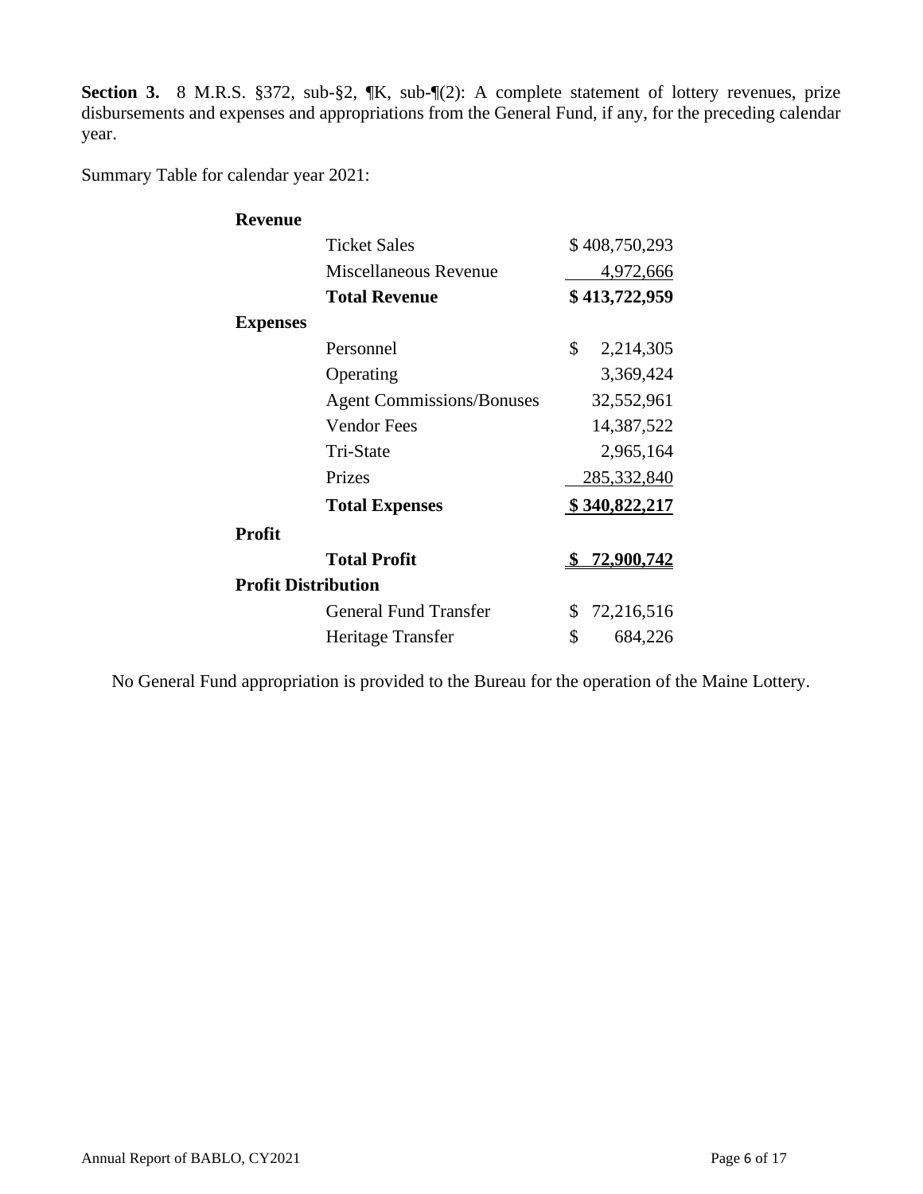**Section 3.** 8 M.R.S. §372, sub-§2, ¶K, sub-¶(2): A complete statement of lottery revenues, prize disbursements and expenses and appropriations from the General Fund, if any, for the preceding calendar year.

Summary Table for calendar year 2021:

| | | |
|---|---|---|
| **Revenue** | | |
| | Ticket Sales | $ 408,750,293 |
| | Miscellaneous Revenue | 4,972,666 |
| | **Total Revenue** | **$ 413,722,959** |
| **Expenses** | | |
| | Personnel | $ 2,214,305 |
| | Operating | 3,369,424 |
| | Agent Commissions/Bonuses | 32,552,961 |
| | Vendor Fees | 14,387,522 |
| | Tri-State | 2,965,164 |
| | Prizes | 285,332,840 |
| | **Total Expenses** | **$ 340,822,217** |
| **Profit** | | |
| | **Total Profit** | **$ 72,900,742** |
| **Profit Distribution** | | |
| | General Fund Transfer | $ 72,216,516 |
| | Heritage Transfer | $ 684,226 |

No General Fund appropriation is provided to the Bureau for the operation of the Maine Lottery.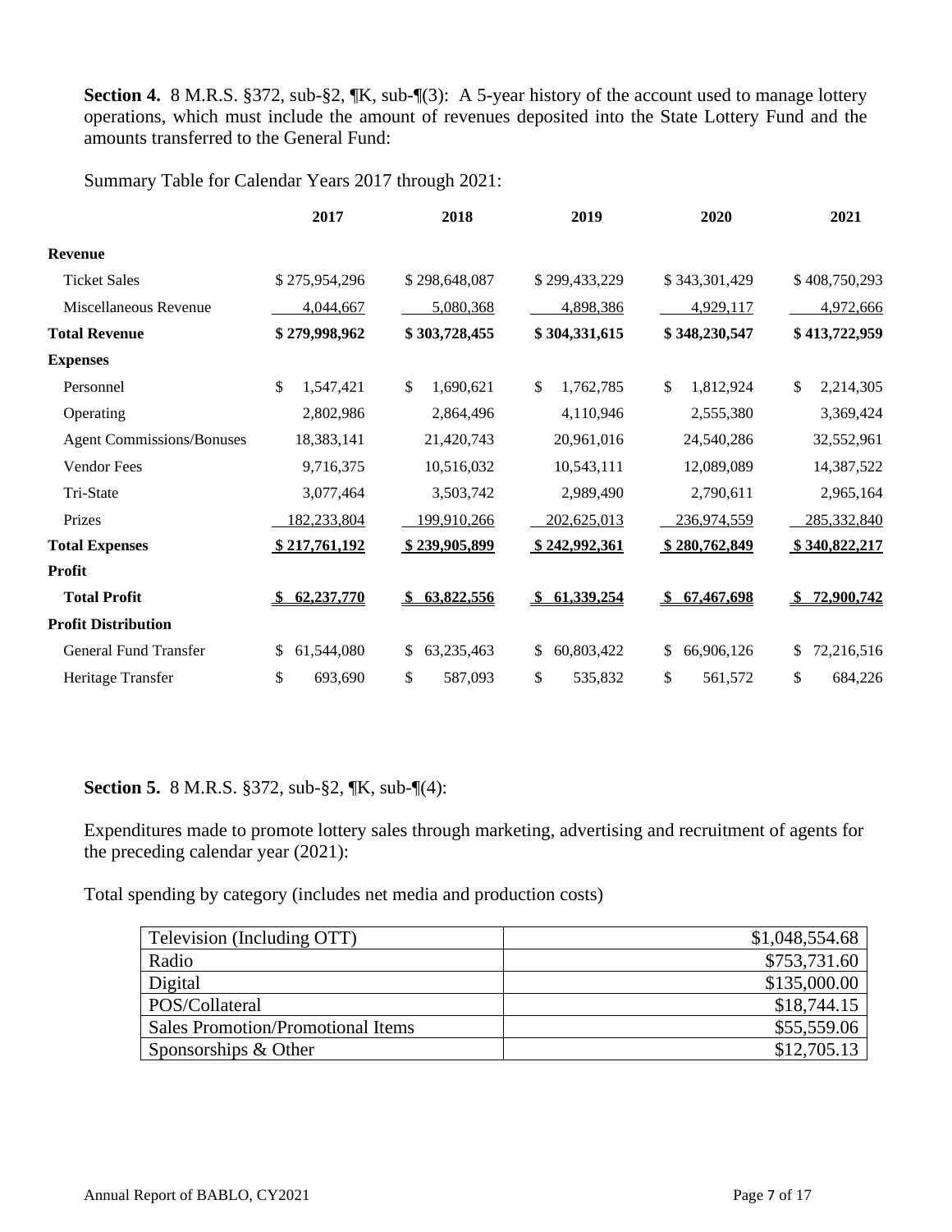**Section 4.** 8 M.R.S. §372, sub-§2, ¶K, sub-¶(3): A 5-year history of the account used to manage lottery operations, which must include the amount of revenues deposited into the State Lottery Fund and the amounts transferred to the General Fund:

Summary Table for Calendar Years 2017 through 2021:

| | 2017 | 2018 | 2019 | 2020 | 2021 |
|---|---|---|---|---|---|
| **Revenue** | | | | | |
| Ticket Sales | $ 275,954,296 | $ 298,648,087 | $ 299,433,229 | $ 343,301,429 | $ 408,750,293 |
| Miscellaneous Revenue | 4,044,667 | 5,080,368 | 4,898,386 | 4,929,117 | 4,972,666 |
| **Total Revenue** | **$ 279,998,962** | **$ 303,728,455** | **$ 304,331,615** | **$ 348,230,547** | **$ 413,722,959** |
| **Expenses** | | | | | |
| Personnel | $ 1,547,421 | $ 1,690,621 | $ 1,762,785 | $ 1,812,924 | $ 2,214,305 |
| Operating | 2,802,986 | 2,864,496 | 4,110,946 | 2,555,380 | 3,369,424 |
| Agent Commissions/Bonuses | 18,383,141 | 21,420,743 | 20,961,016 | 24,540,286 | 32,552,961 |
| Vendor Fees | 9,716,375 | 10,516,032 | 10,543,111 | 12,089,089 | 14,387,522 |
| Tri-State | 3,077,464 | 3,503,742 | 2,989,490 | 2,790,611 | 2,965,164 |
| Prizes | 182,233,804 | 199,910,266 | 202,625,013 | 236,974,559 | 285,332,840 |
| **Total Expenses** | **$ 217,761,192** | **$ 239,905,899** | **$ 242,992,361** | **$ 280,762,849** | **$ 340,822,217** |
| **Profit** | | | | | |
| **Total Profit** | **$ 62,237,770** | **$ 63,822,556** | **$ 61,339,254** | **$ 67,467,698** | **$ 72,900,742** |
| **Profit Distribution** | | | | | |
| General Fund Transfer | $ 61,544,080 | $ 63,235,463 | $ 60,803,422 | $ 66,906,126 | $ 72,216,516 |
| Heritage Transfer | $ 693,690 | $ 587,093 | $ 535,832 | $ 561,572 | $ 684,226 |

**Section 5.** 8 M.R.S. §372, sub-§2, ¶K, sub-¶(4):

Expenditures made to promote lottery sales through marketing, advertising and recruitment of agents for the preceding calendar year (2021):

Total spending by category (includes net media and production costs)

| Category | Amount |
|---|---|
| Television (Including OTT) | $1,048,554.68 |
| Radio | $753,731.60 |
| Digital | $135,000.00 |
| POS/Collateral | $18,744.15 |
| Sales Promotion/Promotional Items | $55,559.06 |
| Sponsorships & Other | $12,705.13 |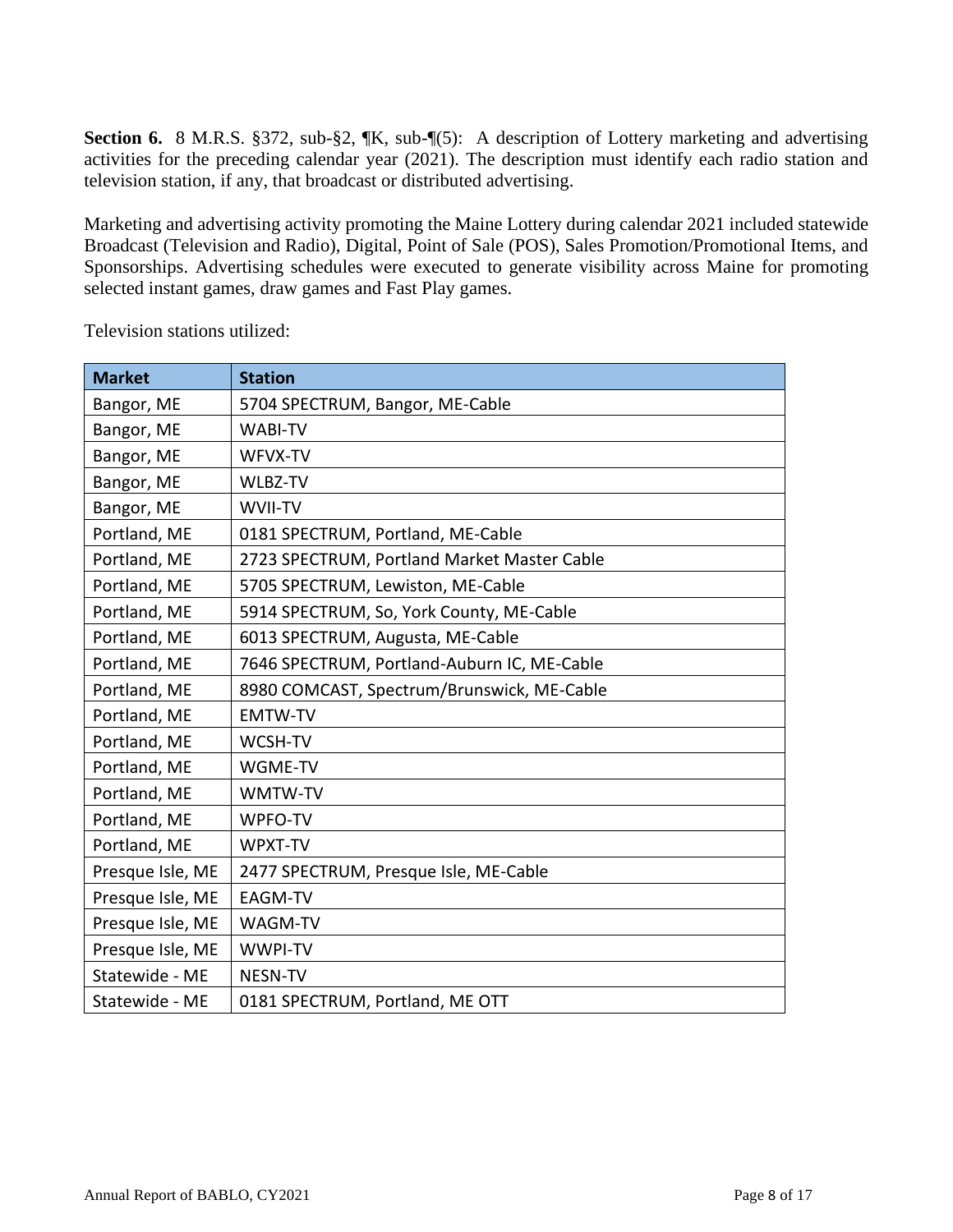**Section 6.** 8 M.R.S. §372, sub-§2, ¶K, sub-¶(5): A description of Lottery marketing and advertising activities for the preceding calendar year (2021). The description must identify each radio station and television station, if any, that broadcast or distributed advertising.

Marketing and advertising activity promoting the Maine Lottery during calendar 2021 included statewide Broadcast (Television and Radio), Digital, Point of Sale (POS), Sales Promotion/Promotional Items, and Sponsorships. Advertising schedules were executed to generate visibility across Maine for promoting selected instant games, draw games and Fast Play games.

Television stations utilized:

| Market | Station |
|---|---|
| Bangor, ME | 5704 SPECTRUM, Bangor, ME-Cable |
| Bangor, ME | WABI-TV |
| Bangor, ME | WFVX-TV |
| Bangor, ME | WLBZ-TV |
| Bangor, ME | WVII-TV |
| Portland, ME | 0181 SPECTRUM, Portland, ME-Cable |
| Portland, ME | 2723 SPECTRUM, Portland Market Master Cable |
| Portland, ME | 5705 SPECTRUM, Lewiston, ME-Cable |
| Portland, ME | 5914 SPECTRUM, So, York County, ME-Cable |
| Portland, ME | 6013 SPECTRUM, Augusta, ME-Cable |
| Portland, ME | 7646 SPECTRUM, Portland-Auburn IC, ME-Cable |
| Portland, ME | 8980 COMCAST, Spectrum/Brunswick, ME-Cable |
| Portland, ME | EMTW-TV |
| Portland, ME | WCSH-TV |
| Portland, ME | WGME-TV |
| Portland, ME | WMTW-TV |
| Portland, ME | WPFO-TV |
| Portland, ME | WPXT-TV |
| Presque Isle, ME | 2477 SPECTRUM, Presque Isle, ME-Cable |
| Presque Isle, ME | EAGM-TV |
| Presque Isle, ME | WAGM-TV |
| Presque Isle, ME | WWPI-TV |
| Statewide - ME | NESN-TV |
| Statewide - ME | 0181 SPECTRUM, Portland, ME OTT |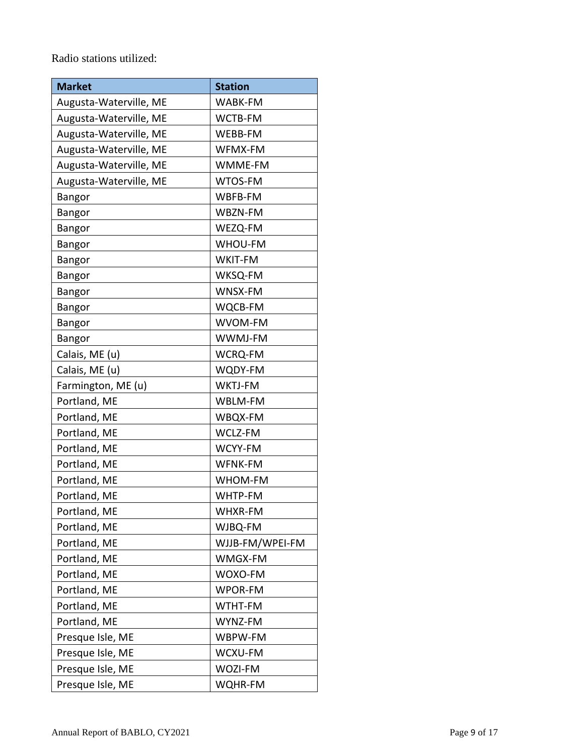Radio stations utilized:

| Market | Station |
| --- | --- |
| Augusta-Waterville, ME | WABK-FM |
| Augusta-Waterville, ME | WCTB-FM |
| Augusta-Waterville, ME | WEBB-FM |
| Augusta-Waterville, ME | WFMX-FM |
| Augusta-Waterville, ME | WMME-FM |
| Augusta-Waterville, ME | WTOS-FM |
| Bangor | WBFB-FM |
| Bangor | WBZN-FM |
| Bangor | WEZQ-FM |
| Bangor | WHOU-FM |
| Bangor | WKIT-FM |
| Bangor | WKSQ-FM |
| Bangor | WNSX-FM |
| Bangor | WQCB-FM |
| Bangor | WVOM-FM |
| Bangor | WWMJ-FM |
| Calais, ME (u) | WCRQ-FM |
| Calais, ME (u) | WQDY-FM |
| Farmington, ME (u) | WKTJ-FM |
| Portland, ME | WBLM-FM |
| Portland, ME | WBQX-FM |
| Portland, ME | WCLZ-FM |
| Portland, ME | WCYY-FM |
| Portland, ME | WFNK-FM |
| Portland, ME | WHOM-FM |
| Portland, ME | WHTP-FM |
| Portland, ME | WHXR-FM |
| Portland, ME | WJBQ-FM |
| Portland, ME | WJJB-FM/WPEI-FM |
| Portland, ME | WMGX-FM |
| Portland, ME | WOXO-FM |
| Portland, ME | WPOR-FM |
| Portland, ME | WTHT-FM |
| Portland, ME | WYNZ-FM |
| Presque Isle, ME | WBPW-FM |
| Presque Isle, ME | WCXU-FM |
| Presque Isle, ME | WOZI-FM |
| Presque Isle, ME | WQHR-FM |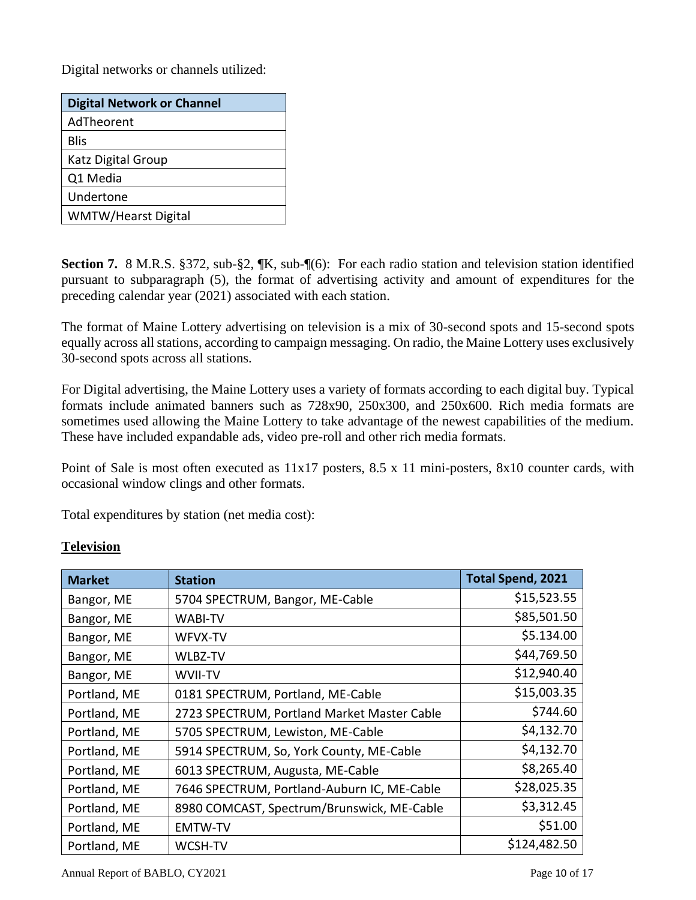Digital networks or channels utilized:

| Digital Network or Channel |
| --- |
| AdTheorent |
| Blis |
| Katz Digital Group |
| Q1 Media |
| Undertone |
| WMTW/Hearst Digital |

**Section 7.** 8 M.R.S. §372, sub-§2, ¶K, sub-¶(6): For each radio station and television station identified pursuant to subparagraph (5), the format of advertising activity and amount of expenditures for the preceding calendar year (2021) associated with each station.

The format of Maine Lottery advertising on television is a mix of 30-second spots and 15-second spots equally across all stations, according to campaign messaging. On radio, the Maine Lottery uses exclusively 30-second spots across all stations.

For Digital advertising, the Maine Lottery uses a variety of formats according to each digital buy. Typical formats include animated banners such as 728x90, 250x300, and 250x600. Rich media formats are sometimes used allowing the Maine Lottery to take advantage of the newest capabilities of the medium. These have included expandable ads, video pre-roll and other rich media formats.

Point of Sale is most often executed as 11x17 posters, 8.5 x 11 mini-posters, 8x10 counter cards, with occasional window clings and other formats.

Total expenditures by station (net media cost):

**Television**

| Market | Station | Total Spend, 2021 |
| --- | --- | ---: |
| Bangor, ME | 5704 SPECTRUM, Bangor, ME-Cable | $15,523.55 |
| Bangor, ME | WABI-TV | $85,501.50 |
| Bangor, ME | WFVX-TV | $5.134.00 |
| Bangor, ME | WLBZ-TV | $44,769.50 |
| Bangor, ME | WVII-TV | $12,940.40 |
| Portland, ME | 0181 SPECTRUM, Portland, ME-Cable | $15,003.35 |
| Portland, ME | 2723 SPECTRUM, Portland Market Master Cable | $744.60 |
| Portland, ME | 5705 SPECTRUM, Lewiston, ME-Cable | $4,132.70 |
| Portland, ME | 5914 SPECTRUM, So, York County, ME-Cable | $4,132.70 |
| Portland, ME | 6013 SPECTRUM, Augusta, ME-Cable | $8,265.40 |
| Portland, ME | 7646 SPECTRUM, Portland-Auburn IC, ME-Cable | $28,025.35 |
| Portland, ME | 8980 COMCAST, Spectrum/Brunswick, ME-Cable | $3,312.45 |
| Portland, ME | EMTW-TV | $51.00 |
| Portland, ME | WCSH-TV | $124,482.50 |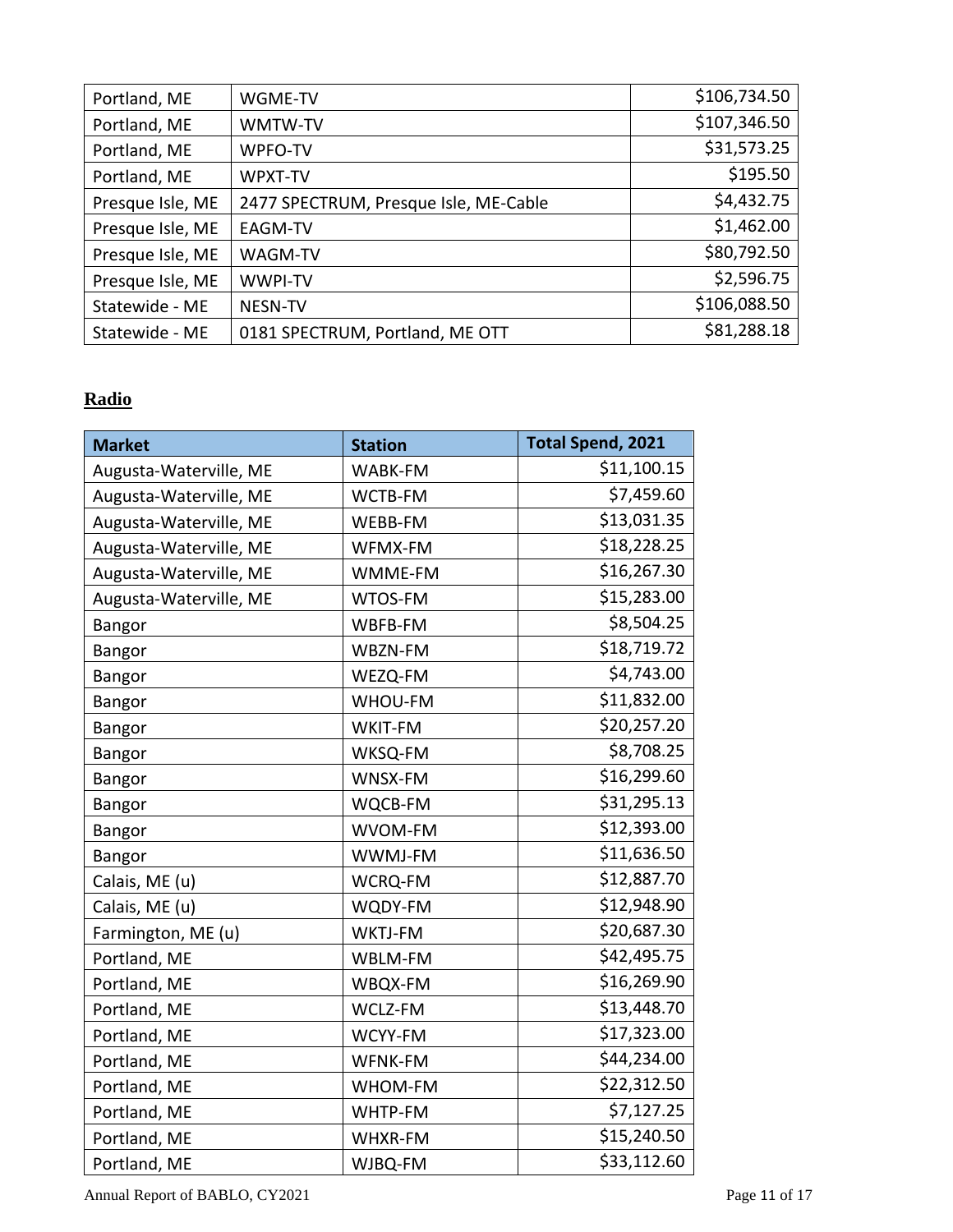| | | |
|---|---|---|
| Portland, ME | WGME-TV | $106,734.50 |
| Portland, ME | WMTW-TV | $107,346.50 |
| Portland, ME | WPFO-TV | $31,573.25 |
| Portland, ME | WPXT-TV | $195.50 |
| Presque Isle, ME | 2477 SPECTRUM, Presque Isle, ME-Cable | $4,432.75 |
| Presque Isle, ME | EAGM-TV | $1,462.00 |
| Presque Isle, ME | WAGM-TV | $80,792.50 |
| Presque Isle, ME | WWPI-TV | $2,596.75 |
| Statewide - ME | NESN-TV | $106,088.50 |
| Statewide - ME | 0181 SPECTRUM, Portland, ME OTT | $81,288.18 |

## Radio

| Market | Station | Total Spend, 2021 |
|---|---|---|
| Augusta-Waterville, ME | WABK-FM | $11,100.15 |
| Augusta-Waterville, ME | WCTB-FM | $7,459.60 |
| Augusta-Waterville, ME | WEBB-FM | $13,031.35 |
| Augusta-Waterville, ME | WFMX-FM | $18,228.25 |
| Augusta-Waterville, ME | WMME-FM | $16,267.30 |
| Augusta-Waterville, ME | WTOS-FM | $15,283.00 |
| Bangor | WBFB-FM | $8,504.25 |
| Bangor | WBZN-FM | $18,719.72 |
| Bangor | WEZQ-FM | $4,743.00 |
| Bangor | WHOU-FM | $11,832.00 |
| Bangor | WKIT-FM | $20,257.20 |
| Bangor | WKSQ-FM | $8,708.25 |
| Bangor | WNSX-FM | $16,299.60 |
| Bangor | WQCB-FM | $31,295.13 |
| Bangor | WVOM-FM | $12,393.00 |
| Bangor | WWMJ-FM | $11,636.50 |
| Calais, ME (u) | WCRQ-FM | $12,887.70 |
| Calais, ME (u) | WQDY-FM | $12,948.90 |
| Farmington, ME (u) | WKTJ-FM | $20,687.30 |
| Portland, ME | WBLM-FM | $42,495.75 |
| Portland, ME | WBQX-FM | $16,269.90 |
| Portland, ME | WCLZ-FM | $13,448.70 |
| Portland, ME | WCYY-FM | $17,323.00 |
| Portland, ME | WFNK-FM | $44,234.00 |
| Portland, ME | WHOM-FM | $22,312.50 |
| Portland, ME | WHTP-FM | $7,127.25 |
| Portland, ME | WHXR-FM | $15,240.50 |
| Portland, ME | WJBQ-FM | $33,112.60 |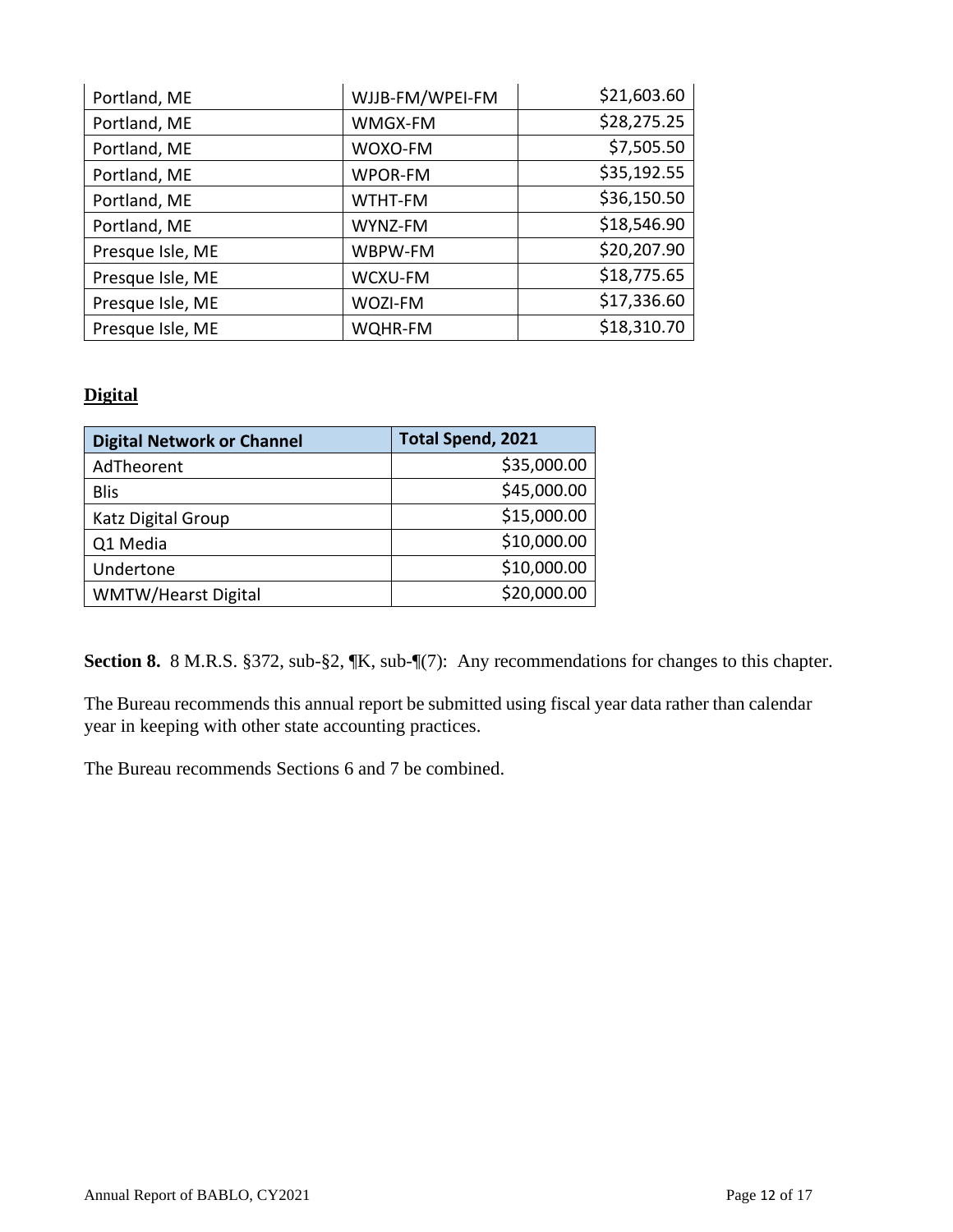| | | |
|---|---|---|
| Portland, ME | WJJB-FM/WPEI-FM | $21,603.60 |
| Portland, ME | WMGX-FM | $28,275.25 |
| Portland, ME | WOXO-FM | $7,505.50 |
| Portland, ME | WPOR-FM | $35,192.55 |
| Portland, ME | WTHT-FM | $36,150.50 |
| Portland, ME | WYNZ-FM | $18,546.90 |
| Presque Isle, ME | WBPW-FM | $20,207.90 |
| Presque Isle, ME | WCXU-FM | $18,775.65 |
| Presque Isle, ME | WOZI-FM | $17,336.60 |
| Presque Isle, ME | WQHR-FM | $18,310.70 |

**Digital**

| Digital Network or Channel | Total Spend, 2021 |
|---|---|
| AdTheorent | $35,000.00 |
| Blis | $45,000.00 |
| Katz Digital Group | $15,000.00 |
| Q1 Media | $10,000.00 |
| Undertone | $10,000.00 |
| WMTW/Hearst Digital | $20,000.00 |

**Section 8.** 8 M.R.S. §372, sub-§2, ¶K, sub-¶(7): Any recommendations for changes to this chapter.

The Bureau recommends this annual report be submitted using fiscal year data rather than calendar year in keeping with other state accounting practices.

The Bureau recommends Sections 6 and 7 be combined.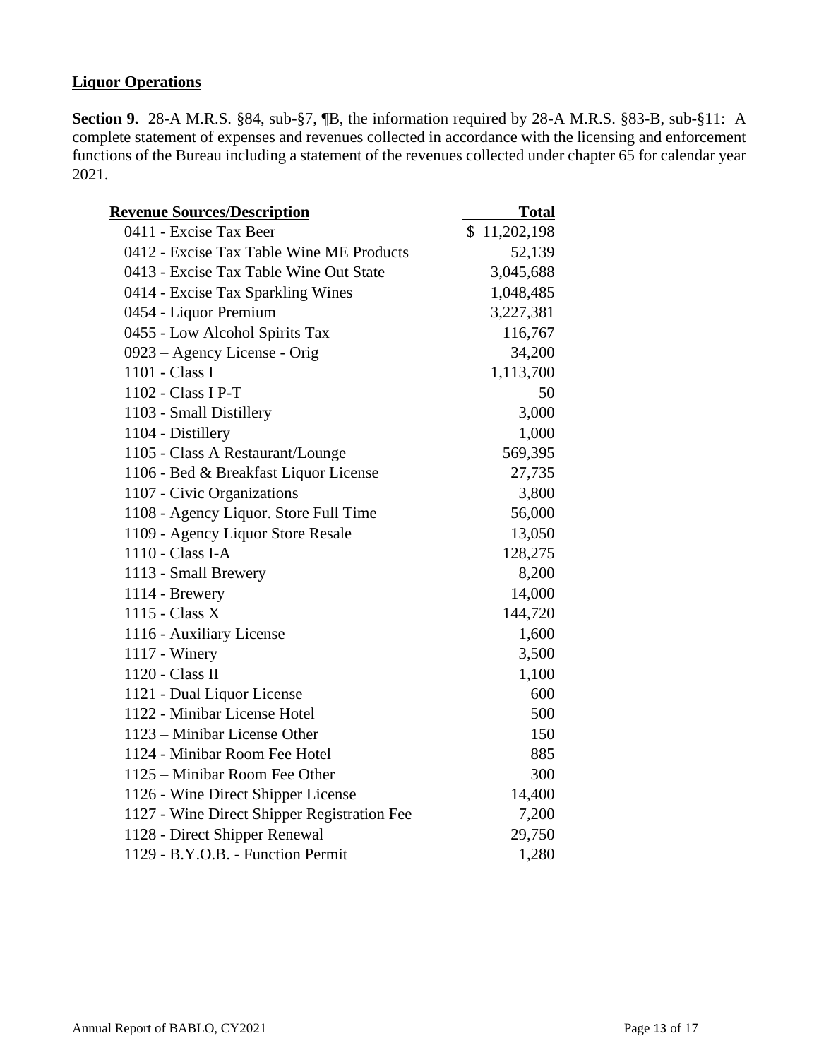**Liquor Operations**

**Section 9.** 28-A M.R.S. §84, sub-§7, ¶B, the information required by 28-A M.R.S. §83-B, sub-§11: A complete statement of expenses and revenues collected in accordance with the licensing and enforcement functions of the Bureau including a statement of the revenues collected under chapter 65 for calendar year 2021.

| Revenue Sources/Description | Total |
|---|---:|
| 0411 - Excise Tax Beer | $ 11,202,198 |
| 0412 - Excise Tax Table Wine ME Products | 52,139 |
| 0413 - Excise Tax Table Wine Out State | 3,045,688 |
| 0414 - Excise Tax Sparkling Wines | 1,048,485 |
| 0454 - Liquor Premium | 3,227,381 |
| 0455 - Low Alcohol Spirits Tax | 116,767 |
| 0923 – Agency License - Orig | 34,200 |
| 1101 - Class I | 1,113,700 |
| 1102 - Class I P-T | 50 |
| 1103 - Small Distillery | 3,000 |
| 1104 - Distillery | 1,000 |
| 1105 - Class A Restaurant/Lounge | 569,395 |
| 1106 - Bed & Breakfast Liquor License | 27,735 |
| 1107 - Civic Organizations | 3,800 |
| 1108 - Agency Liquor. Store Full Time | 56,000 |
| 1109 - Agency Liquor Store Resale | 13,050 |
| 1110 - Class I-A | 128,275 |
| 1113 - Small Brewery | 8,200 |
| 1114 - Brewery | 14,000 |
| 1115 - Class X | 144,720 |
| 1116 - Auxiliary License | 1,600 |
| 1117 - Winery | 3,500 |
| 1120 - Class II | 1,100 |
| 1121 - Dual Liquor License | 600 |
| 1122 - Minibar License Hotel | 500 |
| 1123 – Minibar License Other | 150 |
| 1124 - Minibar Room Fee Hotel | 885 |
| 1125 – Minibar Room Fee Other | 300 |
| 1126 - Wine Direct Shipper License | 14,400 |
| 1127 - Wine Direct Shipper Registration Fee | 7,200 |
| 1128 - Direct Shipper Renewal | 29,750 |
| 1129 - B.Y.O.B. - Function Permit | 1,280 |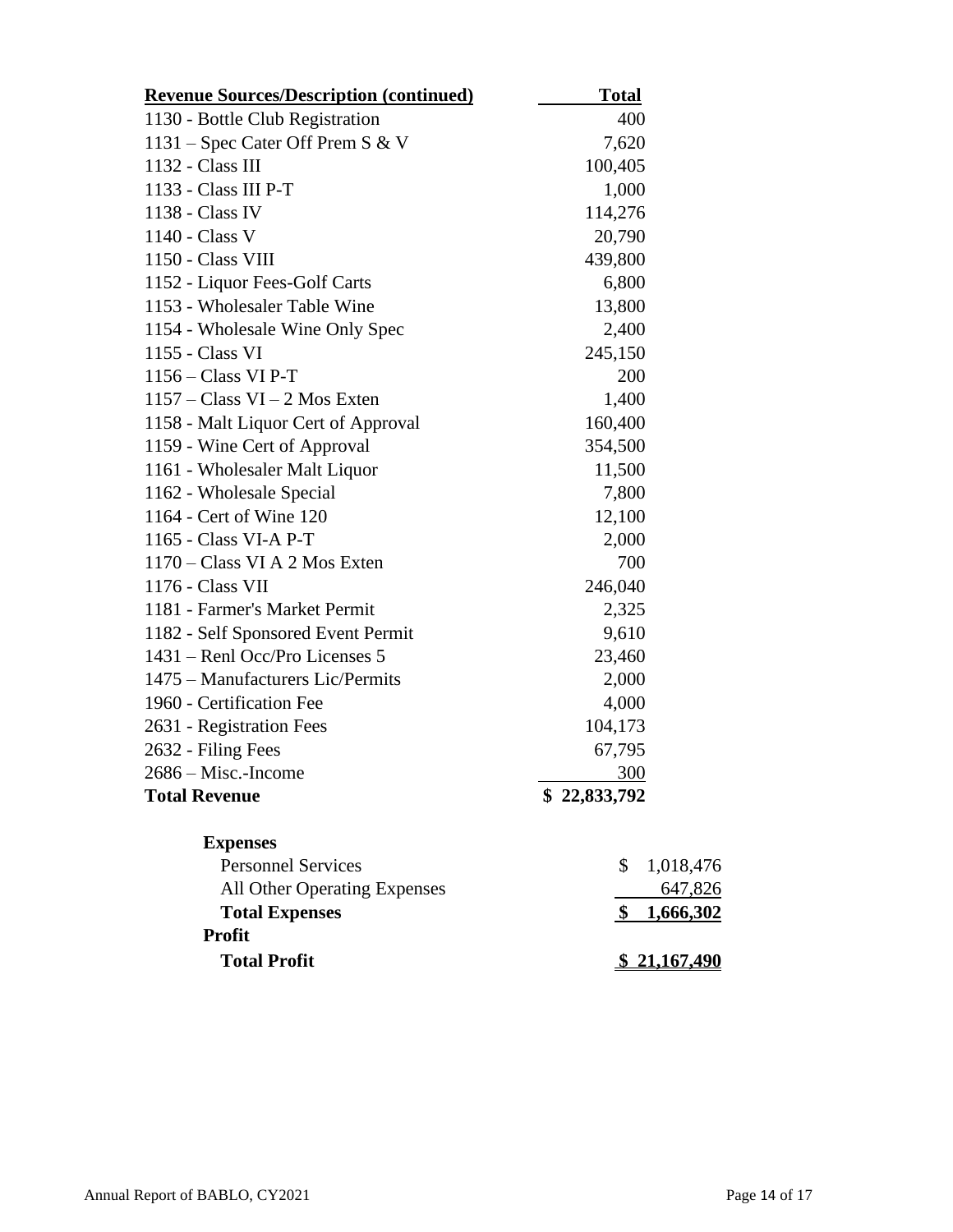| Revenue Sources/Description (continued) | Total |
|---|---|
| 1130 - Bottle Club Registration | 400 |
| 1131 – Spec Cater Off Prem S & V | 7,620 |
| 1132 - Class III | 100,405 |
| 1133 - Class III P-T | 1,000 |
| 1138 - Class IV | 114,276 |
| 1140 - Class V | 20,790 |
| 1150 - Class VIII | 439,800 |
| 1152 - Liquor Fees-Golf Carts | 6,800 |
| 1153 - Wholesaler Table Wine | 13,800 |
| 1154 - Wholesale Wine Only Spec | 2,400 |
| 1155 - Class VI | 245,150 |
| 1156 – Class VI P-T | 200 |
| 1157 – Class VI – 2 Mos Exten | 1,400 |
| 1158 - Malt Liquor Cert of Approval | 160,400 |
| 1159 - Wine Cert of Approval | 354,500 |
| 1161 - Wholesaler Malt Liquor | 11,500 |
| 1162 - Wholesale Special | 7,800 |
| 1164 - Cert of Wine 120 | 12,100 |
| 1165 - Class VI-A P-T | 2,000 |
| 1170 – Class VI A 2 Mos Exten | 700 |
| 1176 - Class VII | 246,040 |
| 1181 - Farmer's Market Permit | 2,325 |
| 1182 - Self Sponsored Event Permit | 9,610 |
| 1431 – Renl Occ/Pro Licenses 5 | 23,460 |
| 1475 – Manufacturers Lic/Permits | 2,000 |
| 1960 - Certification Fee | 4,000 |
| 2631 - Registration Fees | 104,173 |
| 2632 - Filing Fees | 67,795 |
| 2686 – Misc.-Income | 300 |
| **Total Revenue** | **$ 22,833,792** |

| Expenses | |
|---|---|
| Personnel Services | $ 1,018,476 |
| All Other Operating Expenses | 647,826 |
| **Total Expenses** | **$ 1,666,302** |
| **Profit** | |
| **Total Profit** | **$ 21,167,490** |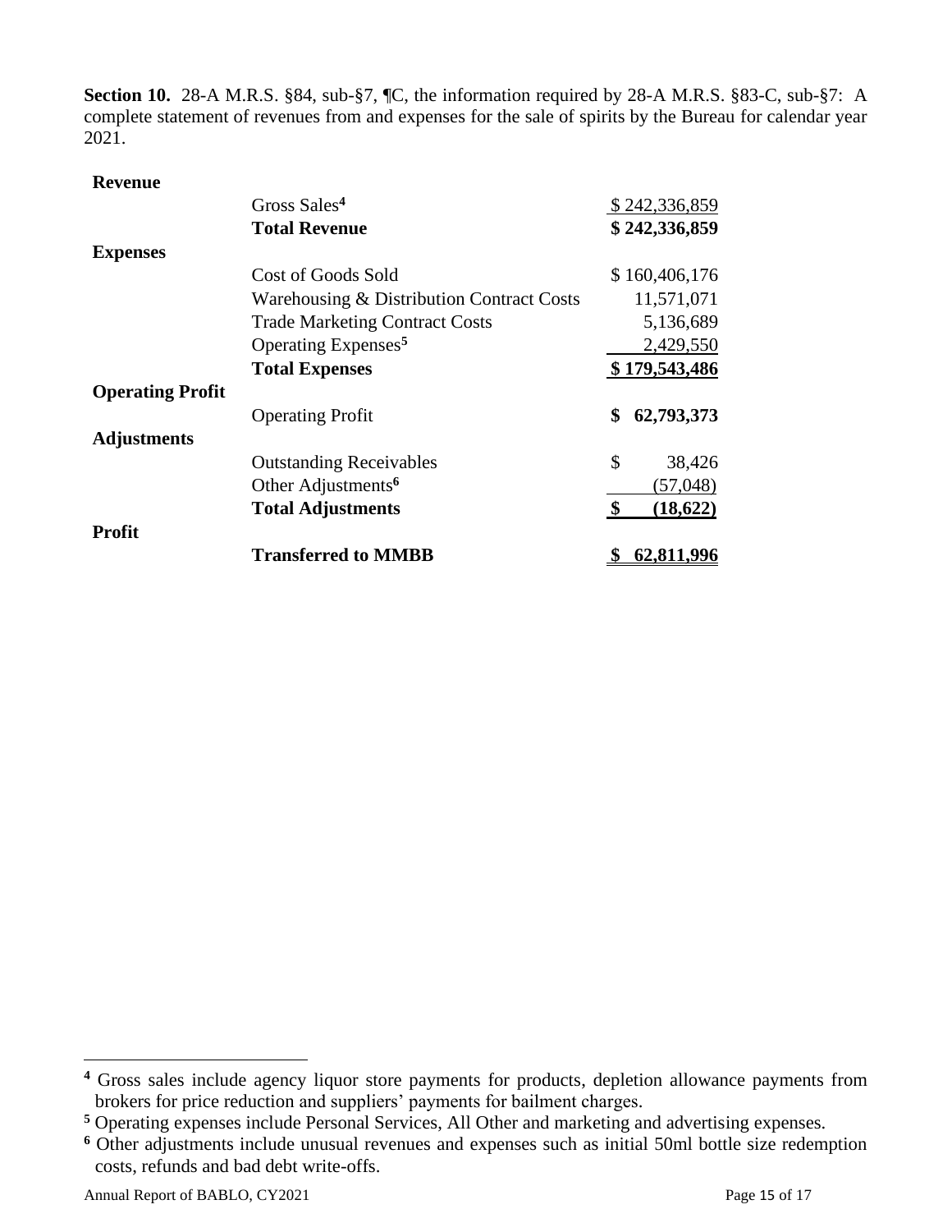**Section 10.** 28-A M.R.S. §84, sub-§7, ¶C, the information required by 28-A M.R.S. §83-C, sub-§7: A complete statement of revenues from and expenses for the sale of spirits by the Bureau for calendar year 2021.

| | | |
|---|---|---|
| **Revenue** | | |
| | Gross Sales[4] | $ 242,336,859 |
| | **Total Revenue** | **$ 242,336,859** |
| **Expenses** | | |
| | Cost of Goods Sold | $ 160,406,176 |
| | Warehousing & Distribution Contract Costs | 11,571,071 |
| | Trade Marketing Contract Costs | 5,136,689 |
| | Operating Expenses[5] | 2,429,550 |
| | **Total Expenses** | **$ 179,543,486** |
| **Operating Profit** | | |
| | Operating Profit | **$ 62,793,373** |
| **Adjustments** | | |
| | Outstanding Receivables | $ 38,426 |
| | Other Adjustments[6] | (57,048) |
| | **Total Adjustments** | **$ (18,622)** |
| **Profit** | | |
| | **Transferred to MMBB** | **$ 62,811,996** |

---

[4] Gross sales include agency liquor store payments for products, depletion allowance payments from brokers for price reduction and suppliers' payments for bailment charges.

[5] Operating expenses include Personal Services, All Other and marketing and advertising expenses.

[6] Other adjustments include unusual revenues and expenses such as initial 50ml bottle size redemption costs, refunds and bad debt write-offs.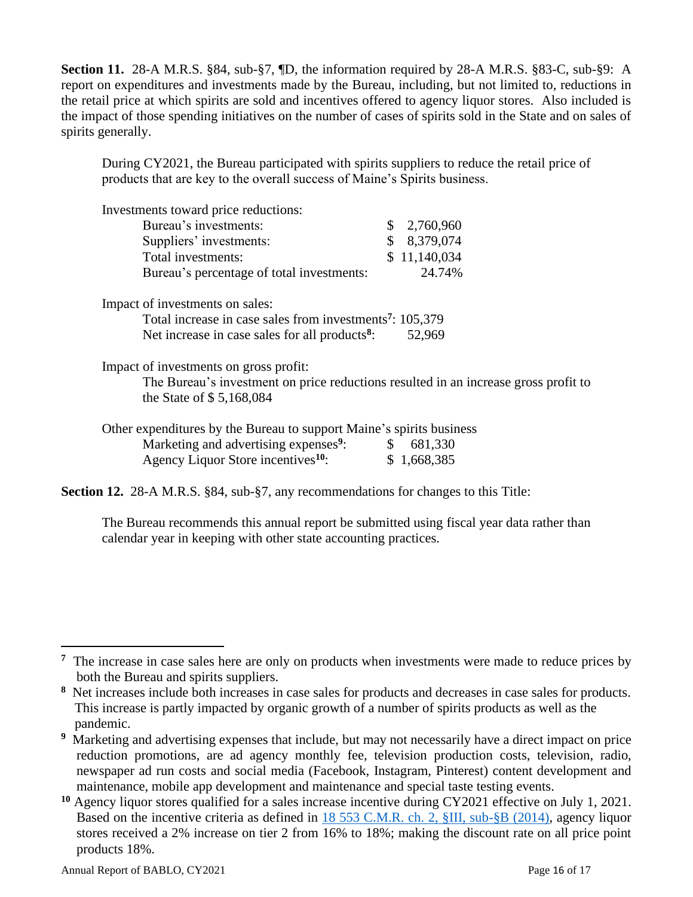**Section 11.** 28-A M.R.S. §84, sub-§7, ¶D, the information required by 28-A M.R.S. §83-C, sub-§9: A report on expenditures and investments made by the Bureau, including, but not limited to, reductions in the retail price at which spirits are sold and incentives offered to agency liquor stores. Also included is the impact of those spending initiatives on the number of cases of spirits sold in the State and on sales of spirits generally.

During CY2021, the Bureau participated with spirits suppliers to reduce the retail price of products that are key to the overall success of Maine's Spirits business.

Investments toward price reductions:

| | |
|---|---|
| Bureau's investments: | $ 2,760,960 |
| Suppliers' investments: | $ 8,379,074 |
| Total investments: | $ 11,140,034 |
| Bureau's percentage of total investments: | 24.74% |

Impact of investments on sales:

| | |
|---|---|
| Total increase in case sales from investments[7]: | 105,379 |
| Net increase in case sales for all products[8]: | 52,969 |

Impact of investments on gross profit:

The Bureau's investment on price reductions resulted in an increase gross profit to the State of $ 5,168,084

Other expenditures by the Bureau to support Maine's spirits business

| | |
|---|---|
| Marketing and advertising expenses[9]: | $ 681,330 |
| Agency Liquor Store incentives[10]: | $ 1,668,385 |

**Section 12.** 28-A M.R.S. §84, sub-§7, any recommendations for changes to this Title:

The Bureau recommends this annual report be submitted using fiscal year data rather than calendar year in keeping with other state accounting practices.

---

[7] The increase in case sales here are only on products when investments were made to reduce prices by both the Bureau and spirits suppliers.

[8] Net increases include both increases in case sales for products and decreases in case sales for products. This increase is partly impacted by organic growth of a number of spirits products as well as the pandemic.

[9] Marketing and advertising expenses that include, but may not necessarily have a direct impact on price reduction promotions, are ad agency monthly fee, television production costs, television, radio, newspaper ad run costs and social media (Facebook, Instagram, Pinterest) content development and maintenance, mobile app development and maintenance and special taste testing events.

[10] Agency liquor stores qualified for a sales increase incentive during CY2021 effective on July 1, 2021. Based on the incentive criteria as defined in 18 553 C.M.R. ch. 2, §III, sub-§B (2014), agency liquor stores received a 2% increase on tier 2 from 16% to 18%; making the discount rate on all price point products 18%.